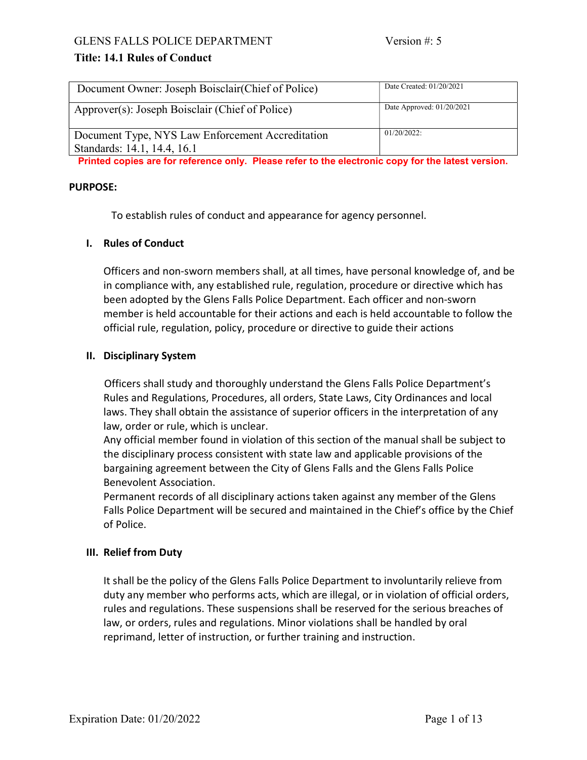GLENS FALLS POLICE DEPARTMENT Version #: 5

**Title: 14.1 Rules of Conduct**

| Document Owner: Joseph Boisclair(Chief of Police) | Date Created: 01/20/2021 |
|---|---|
| Approver(s): Joseph Boisclair (Chief of Police) | Date Approved: 01/20/2021 |
| Document Type, NYS Law Enforcement Accreditation Standards: 14.1, 14.4, 16.1 | 01/20/2022: |

**Printed copies are for reference only. Please refer to the electronic copy for the latest version.**

**PURPOSE:**

To establish rules of conduct and appearance for agency personnel.

## I. Rules of Conduct

Officers and non-sworn members shall, at all times, have personal knowledge of, and be in compliance with, any established rule, regulation, procedure or directive which has been adopted by the Glens Falls Police Department. Each officer and non-sworn member is held accountable for their actions and each is held accountable to follow the official rule, regulation, policy, procedure or directive to guide their actions

## II. Disciplinary System

Officers shall study and thoroughly understand the Glens Falls Police Department's Rules and Regulations, Procedures, all orders, State Laws, City Ordinances and local laws. They shall obtain the assistance of superior officers in the interpretation of any law, order or rule, which is unclear.

Any official member found in violation of this section of the manual shall be subject to the disciplinary process consistent with state law and applicable provisions of the bargaining agreement between the City of Glens Falls and the Glens Falls Police Benevolent Association.

Permanent records of all disciplinary actions taken against any member of the Glens Falls Police Department will be secured and maintained in the Chief's office by the Chief of Police.

## III. Relief from Duty

It shall be the policy of the Glens Falls Police Department to involuntarily relieve from duty any member who performs acts, which are illegal, or in violation of official orders, rules and regulations. These suspensions shall be reserved for the serious breaches of law, or orders, rules and regulations. Minor violations shall be handled by oral reprimand, letter of instruction, or further training and instruction.

Expiration Date: 01/20/2022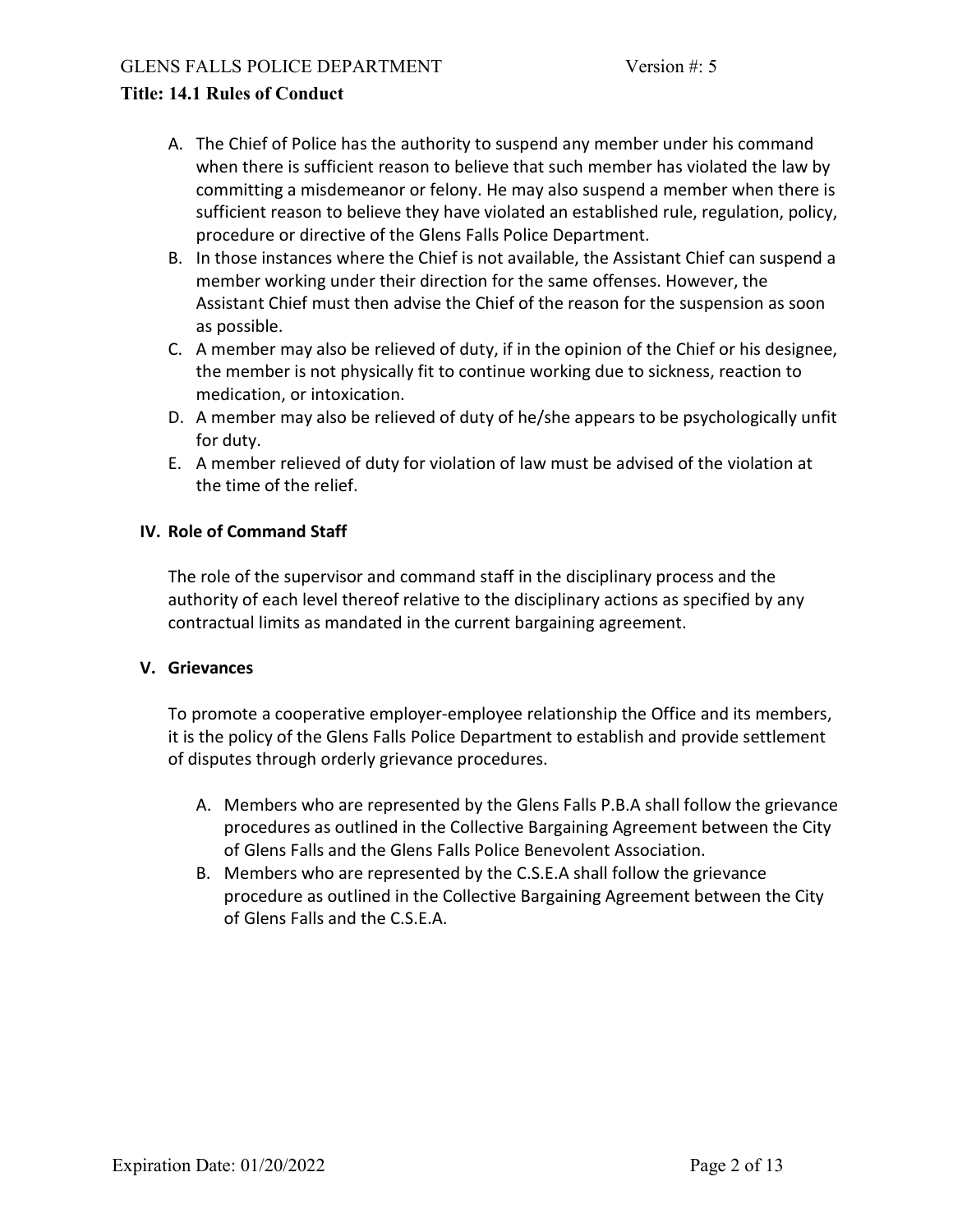A. The Chief of Police has the authority to suspend any member under his command when there is sufficient reason to believe that such member has violated the law by committing a misdemeanor or felony. He may also suspend a member when there is sufficient reason to believe they have violated an established rule, regulation, policy, procedure or directive of the Glens Falls Police Department.
B. In those instances where the Chief is not available, the Assistant Chief can suspend a member working under their direction for the same offenses. However, the Assistant Chief must then advise the Chief of the reason for the suspension as soon as possible.
C. A member may also be relieved of duty, if in the opinion of the Chief or his designee, the member is not physically fit to continue working due to sickness, reaction to medication, or intoxication.
D. A member may also be relieved of duty of he/she appears to be psychologically unfit for duty.
E. A member relieved of duty for violation of law must be advised of the violation at the time of the relief.

## IV. Role of Command Staff

The role of the supervisor and command staff in the disciplinary process and the authority of each level thereof relative to the disciplinary actions as specified by any contractual limits as mandated in the current bargaining agreement.

## V. Grievances

To promote a cooperative employer-employee relationship the Office and its members, it is the policy of the Glens Falls Police Department to establish and provide settlement of disputes through orderly grievance procedures.

A. Members who are represented by the Glens Falls P.B.A shall follow the grievance procedures as outlined in the Collective Bargaining Agreement between the City of Glens Falls and the Glens Falls Police Benevolent Association.
B. Members who are represented by the C.S.E.A shall follow the grievance procedure as outlined in the Collective Bargaining Agreement between the City of Glens Falls and the C.S.E.A.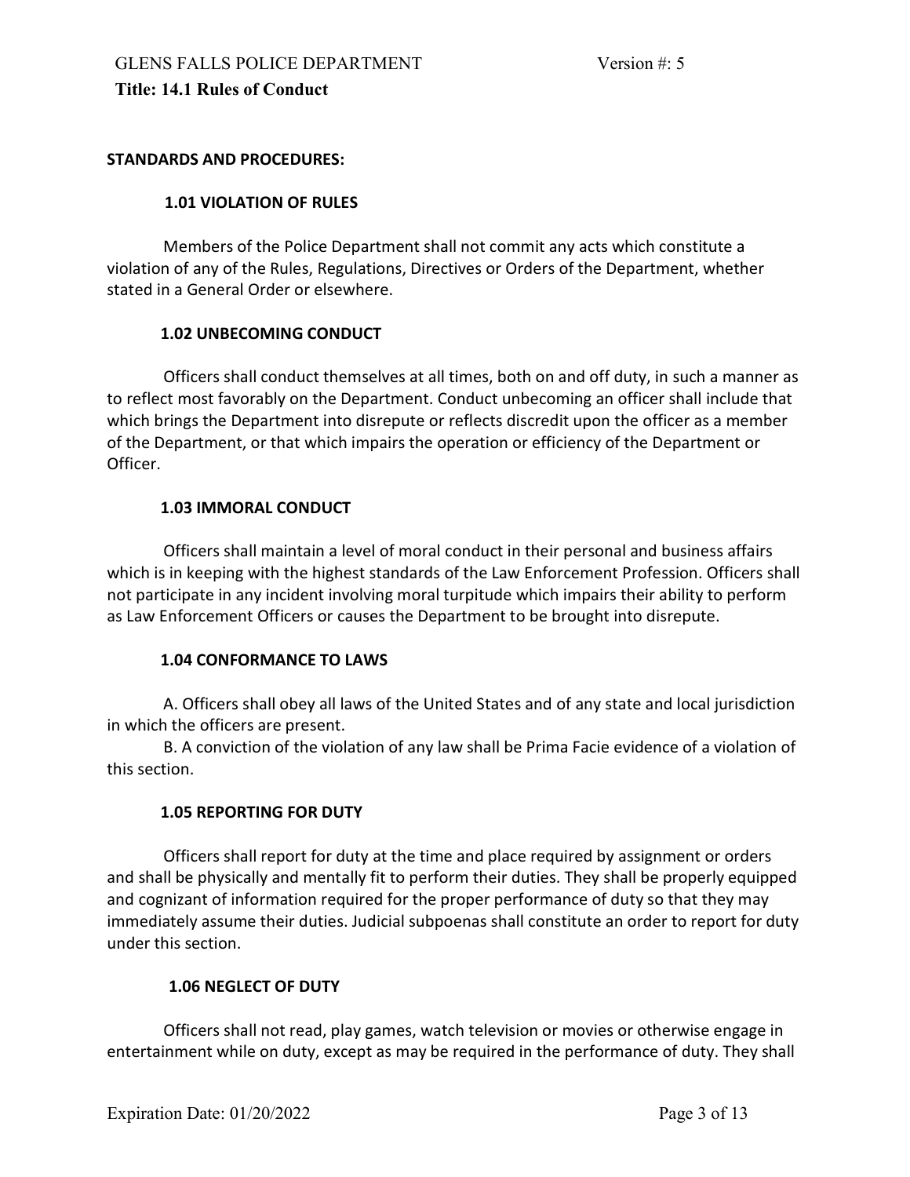## STANDARDS AND PROCEDURES:

### 1.01 VIOLATION OF RULES

Members of the Police Department shall not commit any acts which constitute a violation of any of the Rules, Regulations, Directives or Orders of the Department, whether stated in a General Order or elsewhere.

### 1.02 UNBECOMING CONDUCT

Officers shall conduct themselves at all times, both on and off duty, in such a manner as to reflect most favorably on the Department. Conduct unbecoming an officer shall include that which brings the Department into disrepute or reflects discredit upon the officer as a member of the Department, or that which impairs the operation or efficiency of the Department or Officer.

### 1.03 IMMORAL CONDUCT

Officers shall maintain a level of moral conduct in their personal and business affairs which is in keeping with the highest standards of the Law Enforcement Profession. Officers shall not participate in any incident involving moral turpitude which impairs their ability to perform as Law Enforcement Officers or causes the Department to be brought into disrepute.

### 1.04 CONFORMANCE TO LAWS

A. Officers shall obey all laws of the United States and of any state and local jurisdiction in which the officers are present.

B. A conviction of the violation of any law shall be Prima Facie evidence of a violation of this section.

### 1.05 REPORTING FOR DUTY

Officers shall report for duty at the time and place required by assignment or orders and shall be physically and mentally fit to perform their duties. They shall be properly equipped and cognizant of information required for the proper performance of duty so that they may immediately assume their duties. Judicial subpoenas shall constitute an order to report for duty under this section.

### 1.06 NEGLECT OF DUTY

Officers shall not read, play games, watch television or movies or otherwise engage in entertainment while on duty, except as may be required in the performance of duty. They shall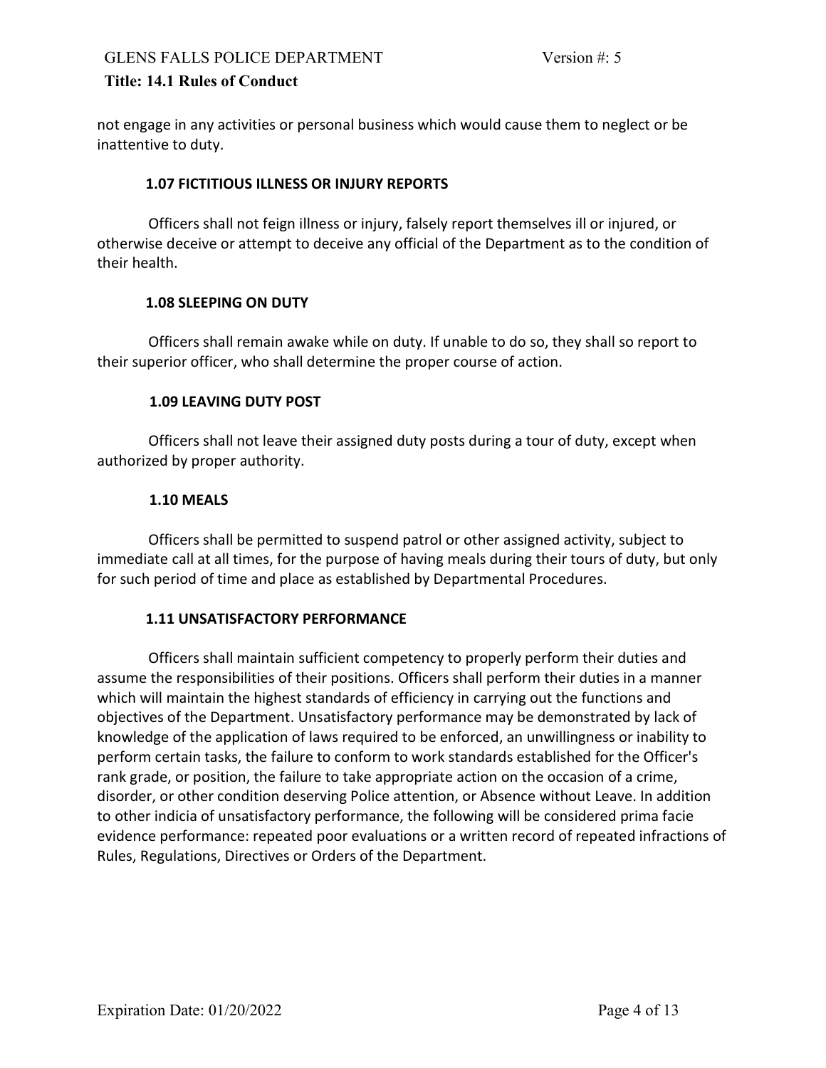not engage in any activities or personal business which would cause them to neglect or be inattentive to duty.

### 1.07 FICTITIOUS ILLNESS OR INJURY REPORTS

Officers shall not feign illness or injury, falsely report themselves ill or injured, or otherwise deceive or attempt to deceive any official of the Department as to the condition of their health.

### 1.08 SLEEPING ON DUTY

Officers shall remain awake while on duty. If unable to do so, they shall so report to their superior officer, who shall determine the proper course of action.

### 1.09 LEAVING DUTY POST

Officers shall not leave their assigned duty posts during a tour of duty, except when authorized by proper authority.

### 1.10 MEALS

Officers shall be permitted to suspend patrol or other assigned activity, subject to immediate call at all times, for the purpose of having meals during their tours of duty, but only for such period of time and place as established by Departmental Procedures.

### 1.11 UNSATISFACTORY PERFORMANCE

Officers shall maintain sufficient competency to properly perform their duties and assume the responsibilities of their positions. Officers shall perform their duties in a manner which will maintain the highest standards of efficiency in carrying out the functions and objectives of the Department. Unsatisfactory performance may be demonstrated by lack of knowledge of the application of laws required to be enforced, an unwillingness or inability to perform certain tasks, the failure to conform to work standards established for the Officer's rank grade, or position, the failure to take appropriate action on the occasion of a crime, disorder, or other condition deserving Police attention, or Absence without Leave. In addition to other indicia of unsatisfactory performance, the following will be considered prima facie evidence performance: repeated poor evaluations or a written record of repeated infractions of Rules, Regulations, Directives or Orders of the Department.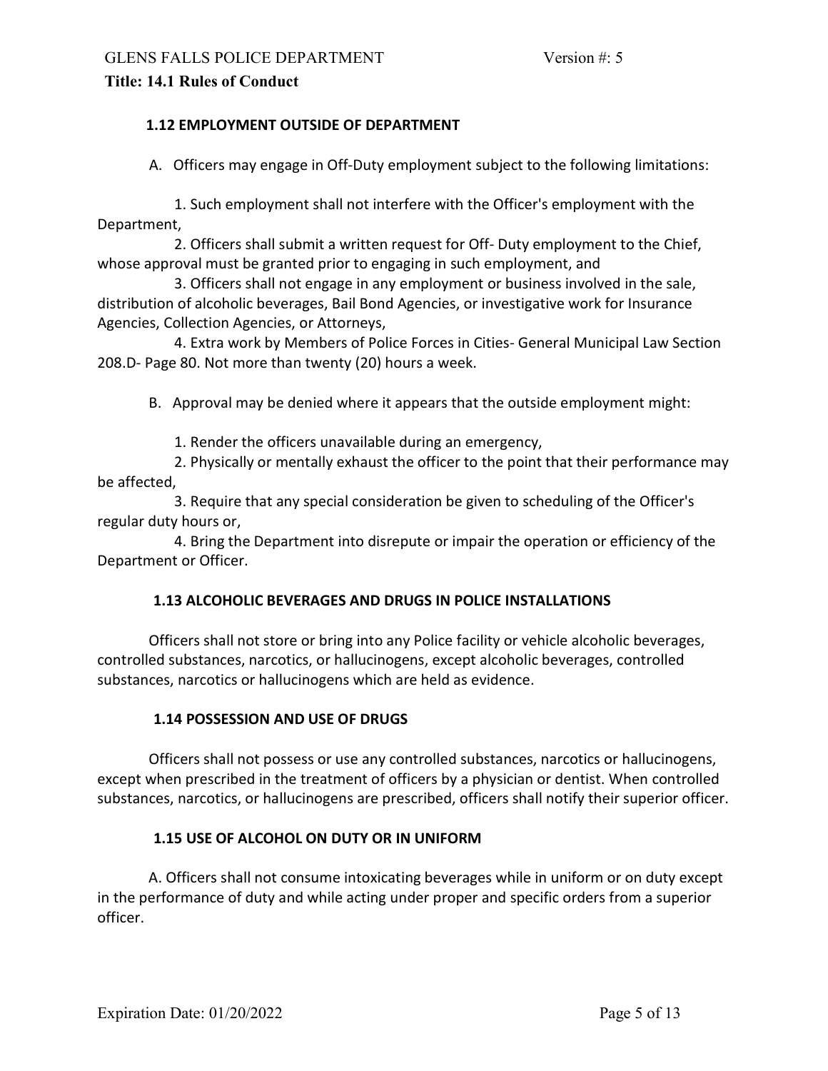#### 1.12 EMPLOYMENT OUTSIDE OF DEPARTMENT

A. Officers may engage in Off-Duty employment subject to the following limitations:

1. Such employment shall not interfere with the Officer's employment with the Department,
2. Officers shall submit a written request for Off- Duty employment to the Chief, whose approval must be granted prior to engaging in such employment, and
3. Officers shall not engage in any employment or business involved in the sale, distribution of alcoholic beverages, Bail Bond Agencies, or investigative work for Insurance Agencies, Collection Agencies, or Attorneys,
4. Extra work by Members of Police Forces in Cities- General Municipal Law Section 208.D- Page 80. Not more than twenty (20) hours a week.

B. Approval may be denied where it appears that the outside employment might:

1. Render the officers unavailable during an emergency,
2. Physically or mentally exhaust the officer to the point that their performance may be affected,
3. Require that any special consideration be given to scheduling of the Officer's regular duty hours or,
4. Bring the Department into disrepute or impair the operation or efficiency of the Department or Officer.

#### 1.13 ALCOHOLIC BEVERAGES AND DRUGS IN POLICE INSTALLATIONS

Officers shall not store or bring into any Police facility or vehicle alcoholic beverages, controlled substances, narcotics, or hallucinogens, except alcoholic beverages, controlled substances, narcotics or hallucinogens which are held as evidence.

#### 1.14 POSSESSION AND USE OF DRUGS

Officers shall not possess or use any controlled substances, narcotics or hallucinogens, except when prescribed in the treatment of officers by a physician or dentist. When controlled substances, narcotics, or hallucinogens are prescribed, officers shall notify their superior officer.

#### 1.15 USE OF ALCOHOL ON DUTY OR IN UNIFORM

A. Officers shall not consume intoxicating beverages while in uniform or on duty except in the performance of duty and while acting under proper and specific orders from a superior officer.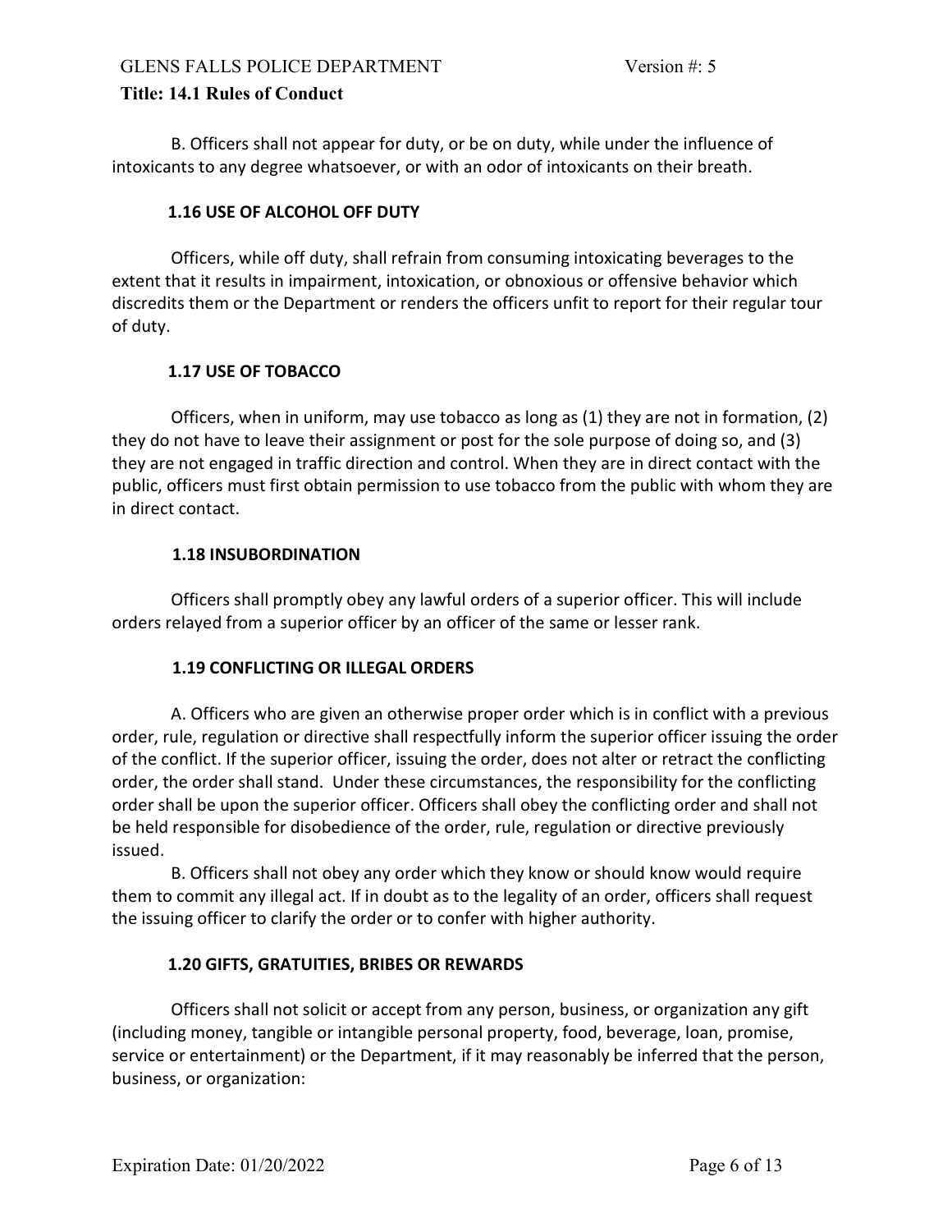B. Officers shall not appear for duty, or be on duty, while under the influence of intoxicants to any degree whatsoever, or with an odor of intoxicants on their breath.

### 1.16 USE OF ALCOHOL OFF DUTY

Officers, while off duty, shall refrain from consuming intoxicating beverages to the extent that it results in impairment, intoxication, or obnoxious or offensive behavior which discredits them or the Department or renders the officers unfit to report for their regular tour of duty.

### 1.17 USE OF TOBACCO

Officers, when in uniform, may use tobacco as long as (1) they are not in formation, (2) they do not have to leave their assignment or post for the sole purpose of doing so, and (3) they are not engaged in traffic direction and control. When they are in direct contact with the public, officers must first obtain permission to use tobacco from the public with whom they are in direct contact.

### 1.18 INSUBORDINATION

Officers shall promptly obey any lawful orders of a superior officer. This will include orders relayed from a superior officer by an officer of the same or lesser rank.

### 1.19 CONFLICTING OR ILLEGAL ORDERS

A. Officers who are given an otherwise proper order which is in conflict with a previous order, rule, regulation or directive shall respectfully inform the superior officer issuing the order of the conflict. If the superior officer, issuing the order, does not alter or retract the conflicting order, the order shall stand. Under these circumstances, the responsibility for the conflicting order shall be upon the superior officer. Officers shall obey the conflicting order and shall not be held responsible for disobedience of the order, rule, regulation or directive previously issued.

B. Officers shall not obey any order which they know or should know would require them to commit any illegal act. If in doubt as to the legality of an order, officers shall request the issuing officer to clarify the order or to confer with higher authority.

### 1.20 GIFTS, GRATUITIES, BRIBES OR REWARDS

Officers shall not solicit or accept from any person, business, or organization any gift (including money, tangible or intangible personal property, food, beverage, loan, promise, service or entertainment) or the Department, if it may reasonably be inferred that the person, business, or organization: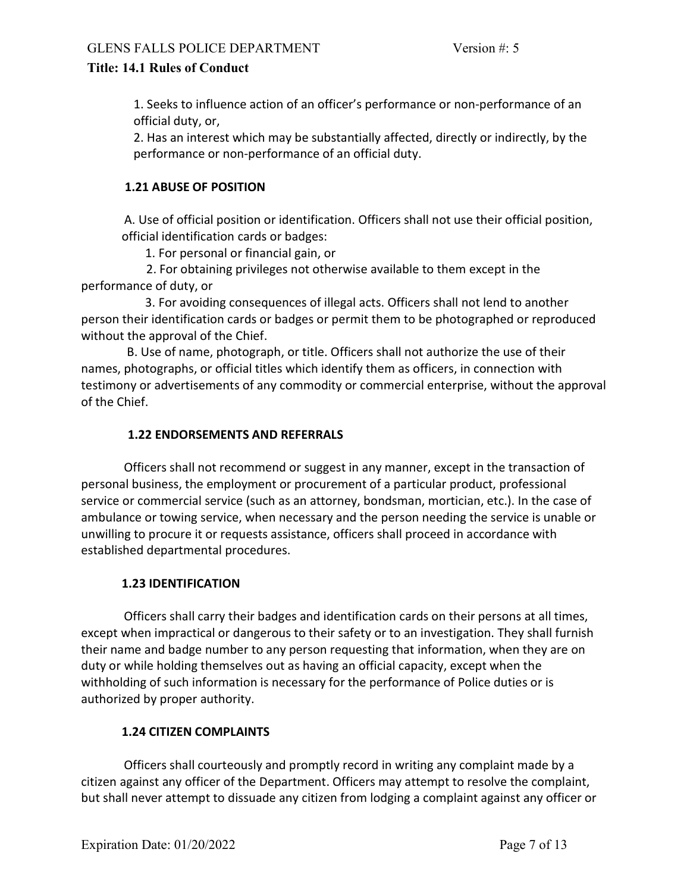1. Seeks to influence action of an officer's performance or non-performance of an official duty, or,
2. Has an interest which may be substantially affected, directly or indirectly, by the performance or non-performance of an official duty.

### 1.21 ABUSE OF POSITION

A. Use of official position or identification. Officers shall not use their official position, official identification cards or badges:

1. For personal or financial gain, or
2. For obtaining privileges not otherwise available to them except in the performance of duty, or
3. For avoiding consequences of illegal acts. Officers shall not lend to another person their identification cards or badges or permit them to be photographed or reproduced without the approval of the Chief.

B. Use of name, photograph, or title. Officers shall not authorize the use of their names, photographs, or official titles which identify them as officers, in connection with testimony or advertisements of any commodity or commercial enterprise, without the approval of the Chief.

### 1.22 ENDORSEMENTS AND REFERRALS

Officers shall not recommend or suggest in any manner, except in the transaction of personal business, the employment or procurement of a particular product, professional service or commercial service (such as an attorney, bondsman, mortician, etc.). In the case of ambulance or towing service, when necessary and the person needing the service is unable or unwilling to procure it or requests assistance, officers shall proceed in accordance with established departmental procedures.

### 1.23 IDENTIFICATION

Officers shall carry their badges and identification cards on their persons at all times, except when impractical or dangerous to their safety or to an investigation. They shall furnish their name and badge number to any person requesting that information, when they are on duty or while holding themselves out as having an official capacity, except when the withholding of such information is necessary for the performance of Police duties or is authorized by proper authority.

### 1.24 CITIZEN COMPLAINTS

Officers shall courteously and promptly record in writing any complaint made by a citizen against any officer of the Department. Officers may attempt to resolve the complaint, but shall never attempt to dissuade any citizen from lodging a complaint against any officer or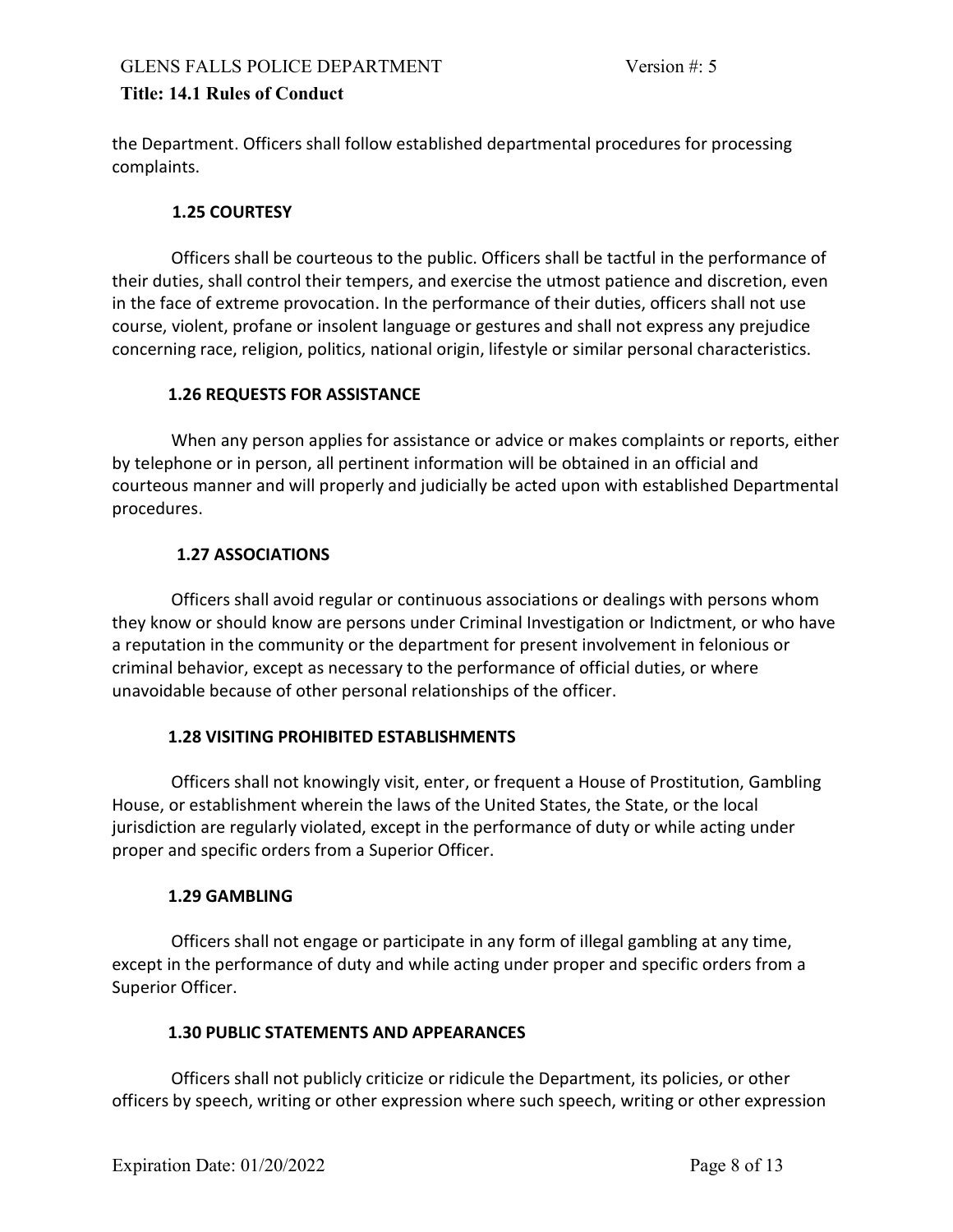the Department. Officers shall follow established departmental procedures for processing complaints.

### 1.25 COURTESY

Officers shall be courteous to the public. Officers shall be tactful in the performance of their duties, shall control their tempers, and exercise the utmost patience and discretion, even in the face of extreme provocation. In the performance of their duties, officers shall not use course, violent, profane or insolent language or gestures and shall not express any prejudice concerning race, religion, politics, national origin, lifestyle or similar personal characteristics.

### 1.26 REQUESTS FOR ASSISTANCE

When any person applies for assistance or advice or makes complaints or reports, either by telephone or in person, all pertinent information will be obtained in an official and courteous manner and will properly and judicially be acted upon with established Departmental procedures.

### 1.27 ASSOCIATIONS

Officers shall avoid regular or continuous associations or dealings with persons whom they know or should know are persons under Criminal Investigation or Indictment, or who have a reputation in the community or the department for present involvement in felonious or criminal behavior, except as necessary to the performance of official duties, or where unavoidable because of other personal relationships of the officer.

### 1.28 VISITING PROHIBITED ESTABLISHMENTS

Officers shall not knowingly visit, enter, or frequent a House of Prostitution, Gambling House, or establishment wherein the laws of the United States, the State, or the local jurisdiction are regularly violated, except in the performance of duty or while acting under proper and specific orders from a Superior Officer.

### 1.29 GAMBLING

Officers shall not engage or participate in any form of illegal gambling at any time, except in the performance of duty and while acting under proper and specific orders from a Superior Officer.

### 1.30 PUBLIC STATEMENTS AND APPEARANCES

Officers shall not publicly criticize or ridicule the Department, its policies, or other officers by speech, writing or other expression where such speech, writing or other expression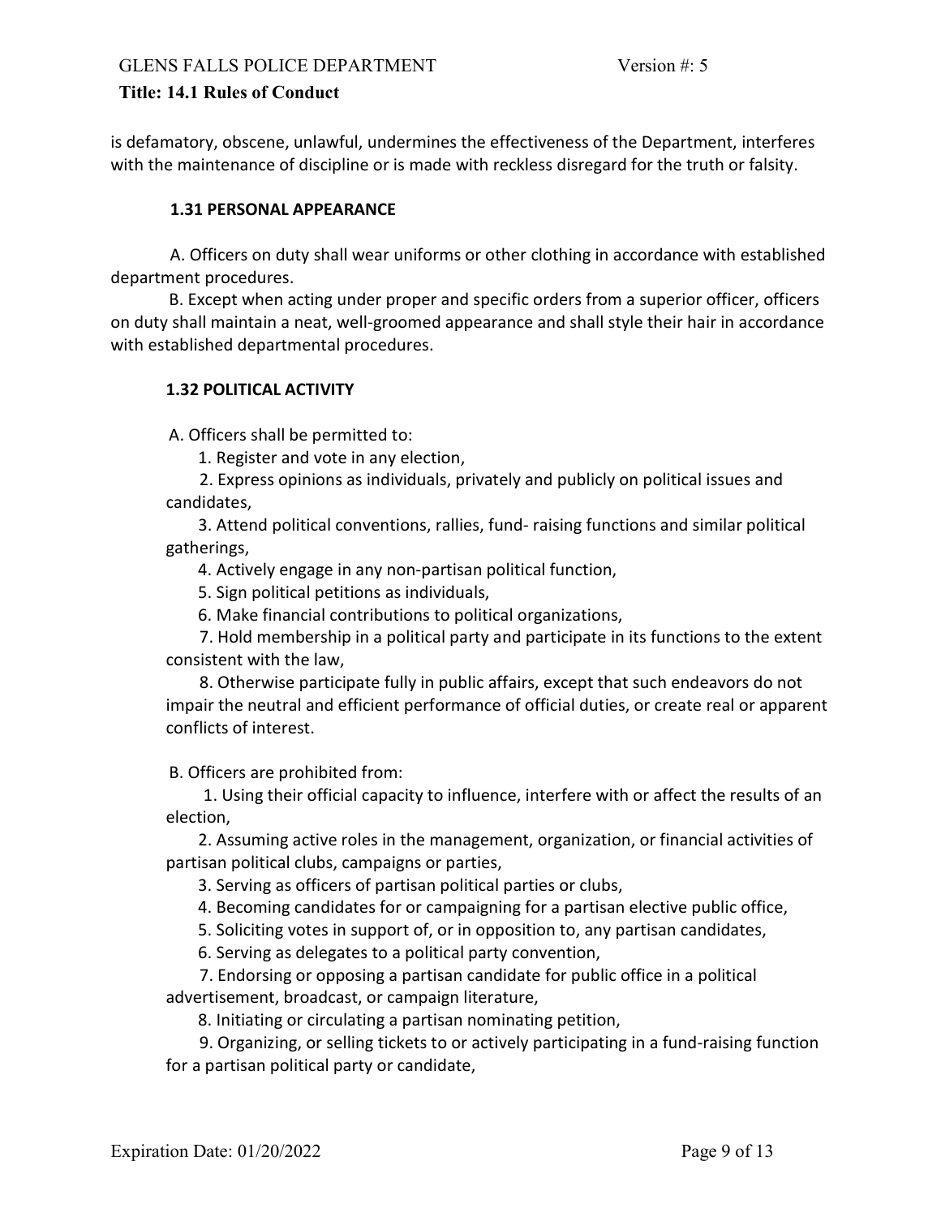is defamatory, obscene, unlawful, undermines the effectiveness of the Department, interferes with the maintenance of discipline or is made with reckless disregard for the truth or falsity.

### 1.31 PERSONAL APPEARANCE

A. Officers on duty shall wear uniforms or other clothing in accordance with established department procedures.

B. Except when acting under proper and specific orders from a superior officer, officers on duty shall maintain a neat, well-groomed appearance and shall style their hair in accordance with established departmental procedures.

### 1.32 POLITICAL ACTIVITY

A. Officers shall be permitted to:

1. Register and vote in any election,
2. Express opinions as individuals, privately and publicly on political issues and candidates,
3. Attend political conventions, rallies, fund- raising functions and similar political gatherings,
4. Actively engage in any non-partisan political function,
5. Sign political petitions as individuals,
6. Make financial contributions to political organizations,
7. Hold membership in a political party and participate in its functions to the extent consistent with the law,
8. Otherwise participate fully in public affairs, except that such endeavors do not impair the neutral and efficient performance of official duties, or create real or apparent conflicts of interest.

B. Officers are prohibited from:

1. Using their official capacity to influence, interfere with or affect the results of an election,
2. Assuming active roles in the management, organization, or financial activities of partisan political clubs, campaigns or parties,
3. Serving as officers of partisan political parties or clubs,
4. Becoming candidates for or campaigning for a partisan elective public office,
5. Soliciting votes in support of, or in opposition to, any partisan candidates,
6. Serving as delegates to a political party convention,
7. Endorsing or opposing a partisan candidate for public office in a political advertisement, broadcast, or campaign literature,
8. Initiating or circulating a partisan nominating petition,
9. Organizing, or selling tickets to or actively participating in a fund-raising function for a partisan political party or candidate,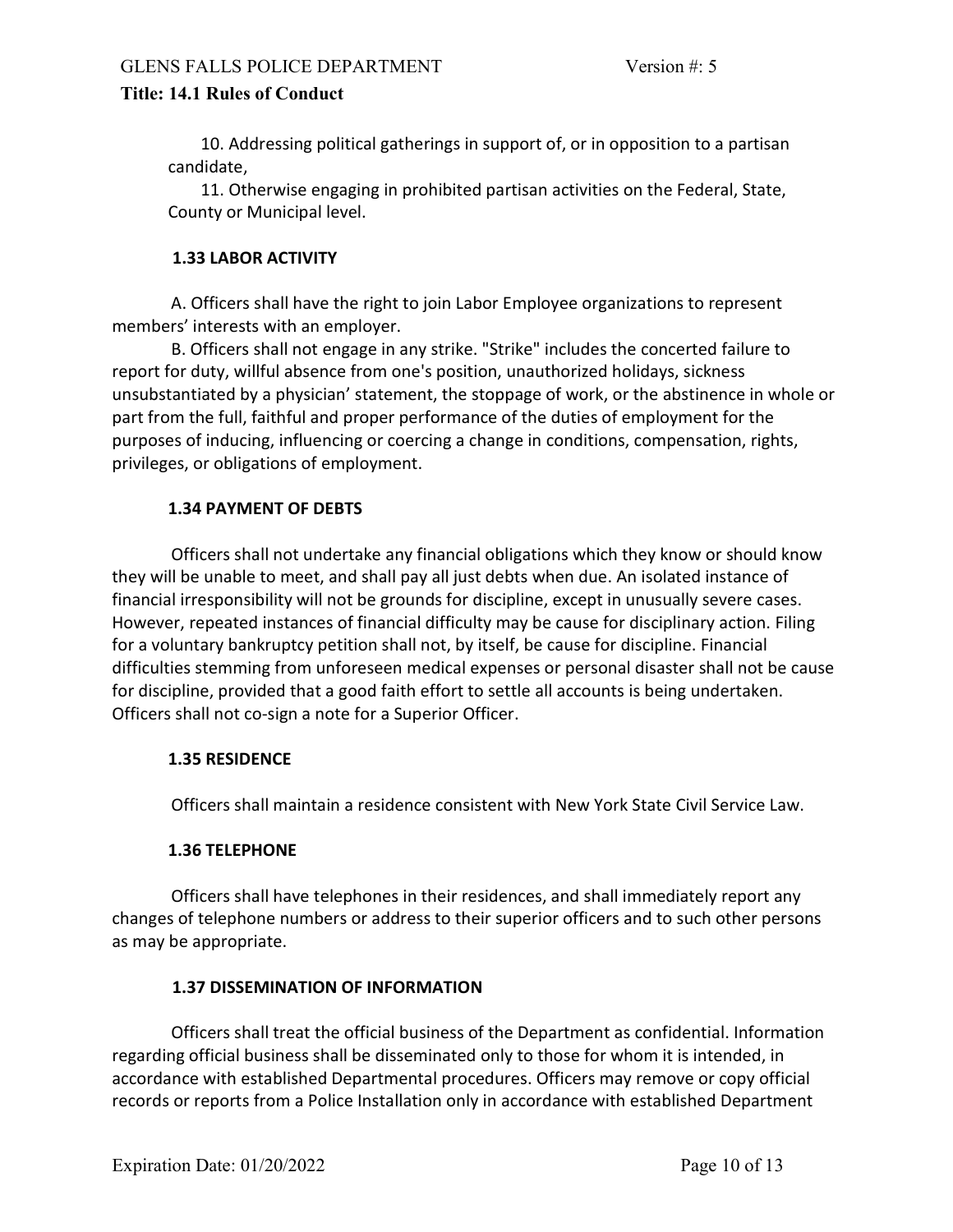10. Addressing political gatherings in support of, or in opposition to a partisan candidate,

11. Otherwise engaging in prohibited partisan activities on the Federal, State, County or Municipal level.

### 1.33 LABOR ACTIVITY

A. Officers shall have the right to join Labor Employee organizations to represent members' interests with an employer.

B. Officers shall not engage in any strike. "Strike" includes the concerted failure to report for duty, willful absence from one's position, unauthorized holidays, sickness unsubstantiated by a physician' statement, the stoppage of work, or the abstinence in whole or part from the full, faithful and proper performance of the duties of employment for the purposes of inducing, influencing or coercing a change in conditions, compensation, rights, privileges, or obligations of employment.

### 1.34 PAYMENT OF DEBTS

Officers shall not undertake any financial obligations which they know or should know they will be unable to meet, and shall pay all just debts when due. An isolated instance of financial irresponsibility will not be grounds for discipline, except in unusually severe cases. However, repeated instances of financial difficulty may be cause for disciplinary action. Filing for a voluntary bankruptcy petition shall not, by itself, be cause for discipline. Financial difficulties stemming from unforeseen medical expenses or personal disaster shall not be cause for discipline, provided that a good faith effort to settle all accounts is being undertaken. Officers shall not co-sign a note for a Superior Officer.

### 1.35 RESIDENCE

Officers shall maintain a residence consistent with New York State Civil Service Law.

### 1.36 TELEPHONE

Officers shall have telephones in their residences, and shall immediately report any changes of telephone numbers or address to their superior officers and to such other persons as may be appropriate.

### 1.37 DISSEMINATION OF INFORMATION

Officers shall treat the official business of the Department as confidential. Information regarding official business shall be disseminated only to those for whom it is intended, in accordance with established Departmental procedures. Officers may remove or copy official records or reports from a Police Installation only in accordance with established Department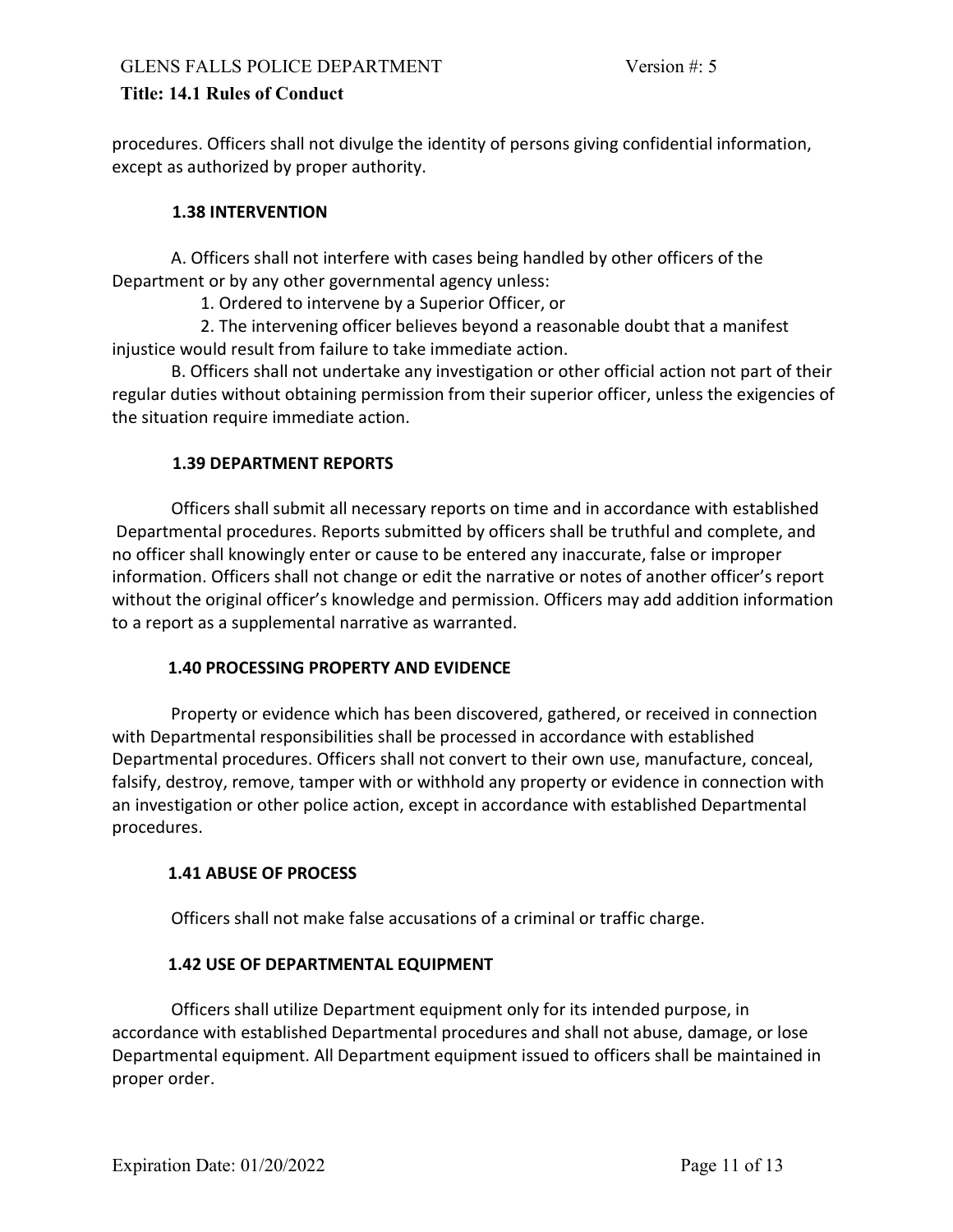procedures. Officers shall not divulge the identity of persons giving confidential information, except as authorized by proper authority.

### 1.38 INTERVENTION

A. Officers shall not interfere with cases being handled by other officers of the Department or by any other governmental agency unless:

1. Ordered to intervene by a Superior Officer, or
2. The intervening officer believes beyond a reasonable doubt that a manifest injustice would result from failure to take immediate action.

B. Officers shall not undertake any investigation or other official action not part of their regular duties without obtaining permission from their superior officer, unless the exigencies of the situation require immediate action.

### 1.39 DEPARTMENT REPORTS

Officers shall submit all necessary reports on time and in accordance with established Departmental procedures. Reports submitted by officers shall be truthful and complete, and no officer shall knowingly enter or cause to be entered any inaccurate, false or improper information. Officers shall not change or edit the narrative or notes of another officer's report without the original officer's knowledge and permission. Officers may add addition information to a report as a supplemental narrative as warranted.

### 1.40 PROCESSING PROPERTY AND EVIDENCE

Property or evidence which has been discovered, gathered, or received in connection with Departmental responsibilities shall be processed in accordance with established Departmental procedures. Officers shall not convert to their own use, manufacture, conceal, falsify, destroy, remove, tamper with or withhold any property or evidence in connection with an investigation or other police action, except in accordance with established Departmental procedures.

### 1.41 ABUSE OF PROCESS

Officers shall not make false accusations of a criminal or traffic charge.

### 1.42 USE OF DEPARTMENTAL EQUIPMENT

Officers shall utilize Department equipment only for its intended purpose, in accordance with established Departmental procedures and shall not abuse, damage, or lose Departmental equipment. All Department equipment issued to officers shall be maintained in proper order.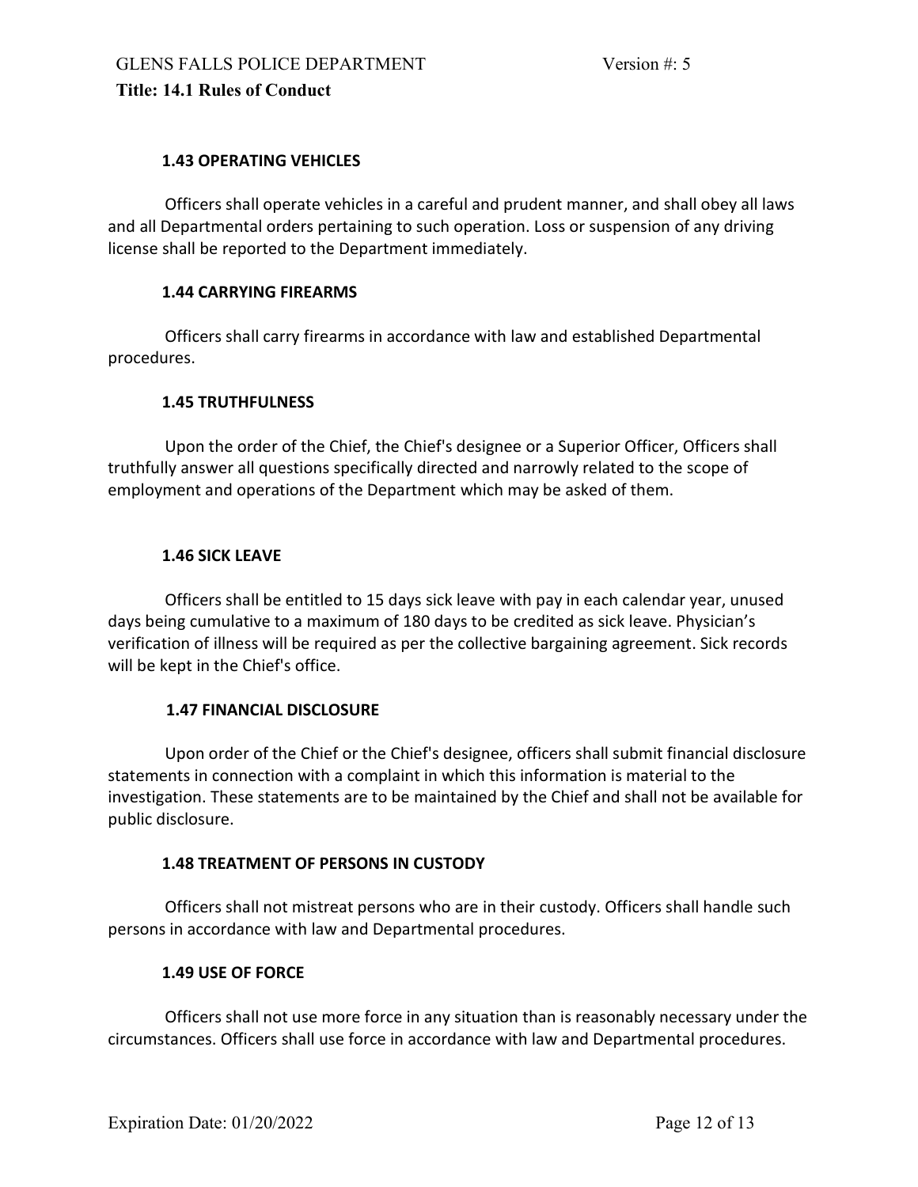### 1.43 OPERATING VEHICLES

Officers shall operate vehicles in a careful and prudent manner, and shall obey all laws and all Departmental orders pertaining to such operation. Loss or suspension of any driving license shall be reported to the Department immediately.

### 1.44 CARRYING FIREARMS

Officers shall carry firearms in accordance with law and established Departmental procedures.

### 1.45 TRUTHFULNESS

Upon the order of the Chief, the Chief's designee or a Superior Officer, Officers shall truthfully answer all questions specifically directed and narrowly related to the scope of employment and operations of the Department which may be asked of them.

### 1.46 SICK LEAVE

Officers shall be entitled to 15 days sick leave with pay in each calendar year, unused days being cumulative to a maximum of 180 days to be credited as sick leave. Physician's verification of illness will be required as per the collective bargaining agreement. Sick records will be kept in the Chief's office.

### 1.47 FINANCIAL DISCLOSURE

Upon order of the Chief or the Chief's designee, officers shall submit financial disclosure statements in connection with a complaint in which this information is material to the investigation. These statements are to be maintained by the Chief and shall not be available for public disclosure.

### 1.48 TREATMENT OF PERSONS IN CUSTODY

Officers shall not mistreat persons who are in their custody. Officers shall handle such persons in accordance with law and Departmental procedures.

### 1.49 USE OF FORCE

Officers shall not use more force in any situation than is reasonably necessary under the circumstances. Officers shall use force in accordance with law and Departmental procedures.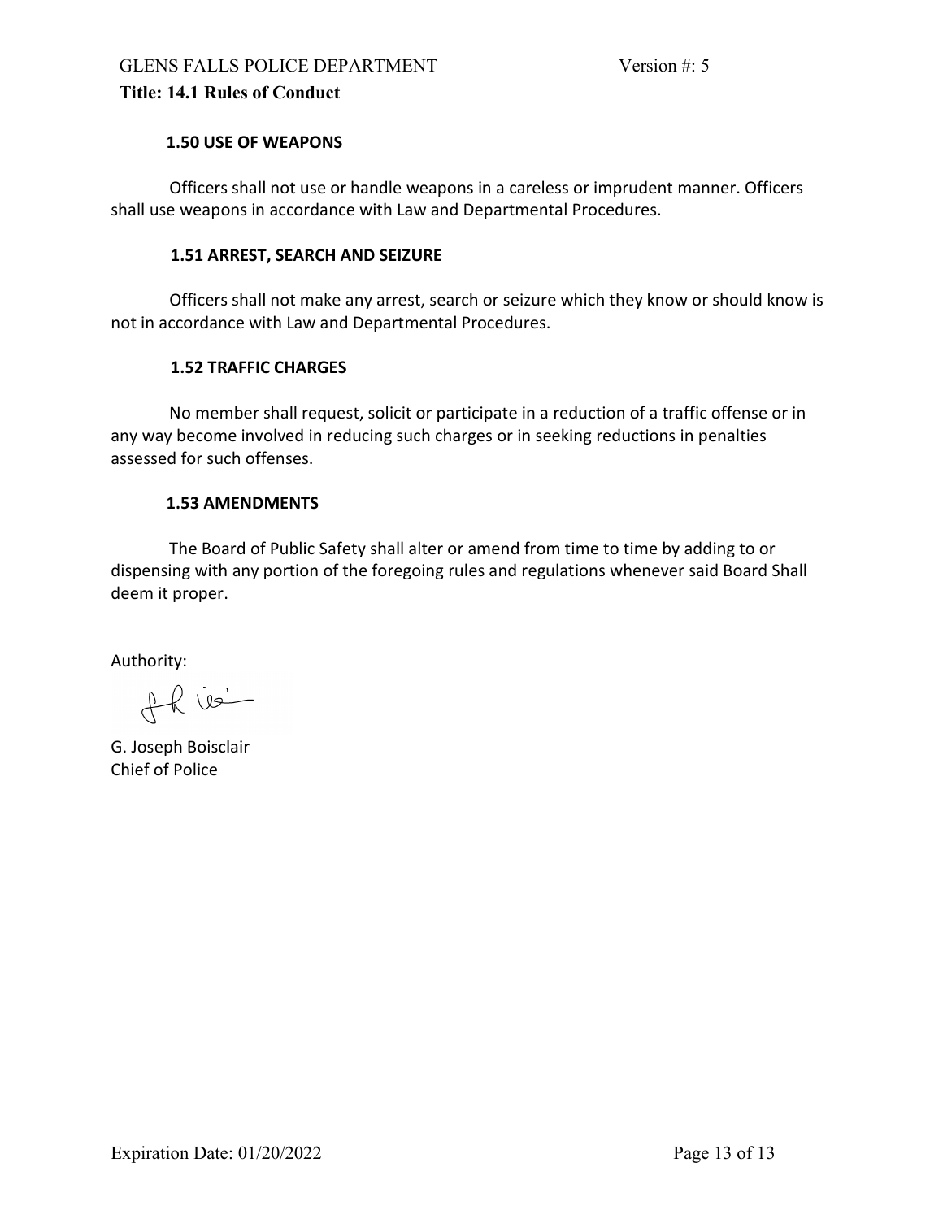#### 1.50 USE OF WEAPONS

Officers shall not use or handle weapons in a careless or imprudent manner. Officers shall use weapons in accordance with Law and Departmental Procedures.

#### 1.51 ARREST, SEARCH AND SEIZURE

Officers shall not make any arrest, search or seizure which they know or should know is not in accordance with Law and Departmental Procedures.

#### 1.52 TRAFFIC CHARGES

No member shall request, solicit or participate in a reduction of a traffic offense or in any way become involved in reducing such charges or in seeking reductions in penalties assessed for such offenses.

#### 1.53 AMENDMENTS

The Board of Public Safety shall alter or amend from time to time by adding to or dispensing with any portion of the foregoing rules and regulations whenever said Board Shall deem it proper.

Authority:

G. Joseph Boisclair
Chief of Police

Expiration Date: 01/20/2022